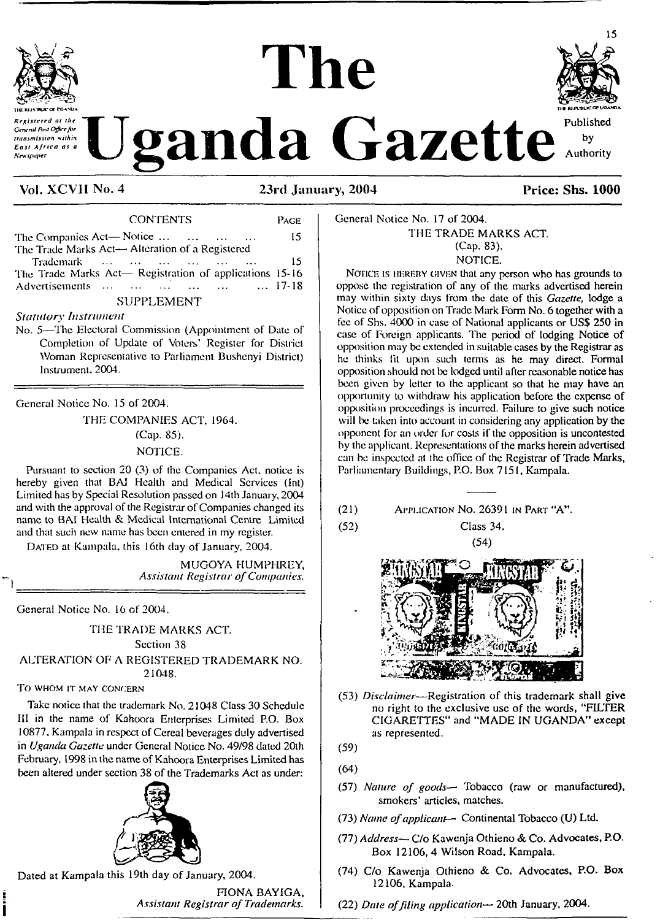# The Uganda Gazette

*Registered at the General Post Office for transmission within East Africa as a Newspaper*

Published by Authority

**Vol. XCVII No. 4** | **23rd January, 2004** | **Price: Shs. 1000**

CONTENTS

| | PAGE |
|---|---|
| The Companies Act— Notice ... | 15 |
| The Trade Marks Act— Alteration of a Registered Trademark ... | 15 |
| The Trade Marks Act— Registration of applications | 15-16 |
| Advertisements ... | 17-18 |

SUPPLEMENT

*Statutory Instrument*

No. 5—The Electoral Commission (Appointment of Date of Completion of Update of Voters' Register for District Woman Representative to Parliament Bushenyi District) Instrument, 2004.

---

General Notice No. 15 of 2004.

THE COMPANIES ACT, 1964.

(Cap. 85).

NOTICE.

Pursuant to section 20 (3) of the Companies Act, notice is hereby given that BAI Health and Medical Services (Int) Limited has by Special Resolution passed on 14th January, 2004 and with the approval of the Registrar of Companies changed its name to BAI Health & Medical International Centre Limited and that such new name has been entered in my register.

DATED at Kampala, this 16th day of January, 2004.

MUGOYA HUMPHREY,
*Assistant Registrar of Companies.*

---

General Notice No. 16 of 2004.

THE TRADE MARKS ACT.

Section 38

ALTERATION OF A REGISTERED TRADEMARK NO. 21048.

TO WHOM IT MAY CONCERN

Take notice that the trademark No. 21048 Class 30 Schedule III in the name of Kahoora Enterprises Limited P.O. Box 10877, Kampala in respect of Cereal beverages duly advertised in *Uganda Gazette* under General Notice No. 49/98 dated 20th February, 1998 in the name of Kahoora Enterprises Limited has been altered under section 38 of the Trademarks Act as under:

Dated at Kampala this 19th day of January, 2004.

FIONA BAYIGA,
*Assistant Registrar of Trademarks.*

---

General Notice No. 17 of 2004.

THE TRADE MARKS ACT.

(Cap. 83).

NOTICE.

NOTICE IS HEREBY GIVEN that any person who has grounds to oppose the registration of any of the marks advertised herein may within sixty days from the date of this *Gazette*, lodge a Notice of opposition on Trade Mark Form No. 6 together with a fee of Shs. 4000 in case of National applicants or US$ 250 in case of Foreign applicants. The period of lodging Notice of opposition may be extended in suitable cases by the Registrar as he thinks fit upon such terms as he may direct. Formal opposition should not be lodged until after reasonable notice has been given by letter to the applicant so that he may have an opportunity to withdraw his application before the expense of opposition proceedings is incurred. Failure to give such notice will be taken into account in considering any application by the opponent for an order for costs if the opposition is uncontested by the applicant. Representations of the marks herein advertised can be inspected at the office of the Registrar of Trade Marks, Parliamentary Buildings, P.O. Box 7151, Kampala.

---

(21) APPLICATION NO. 26391 IN PART "A".

(52) Class 34.

(54)

(53) *Disclaimer*—Registration of this trademark shall give no right to the exclusive use of the words, "FILTER CIGARETTES" and "MADE IN UGANDA" except as represented.

(59)

(64)

(57) *Nature of goods*— Tobacco (raw or manufactured), smokers' articles, matches.

(73) *Name of applicant*— Continental Tobacco (U) Ltd.

(77) *Address*— C/o Kawenja Othieno & Co. Advocates, P.O. Box 12106, 4 Wilson Road, Kampala.

(74) C/o Kawenja Othieno & Co. Advocates, P.O. Box 12106, Kampala.

(22) *Date of filing application*— 20th January, 2004.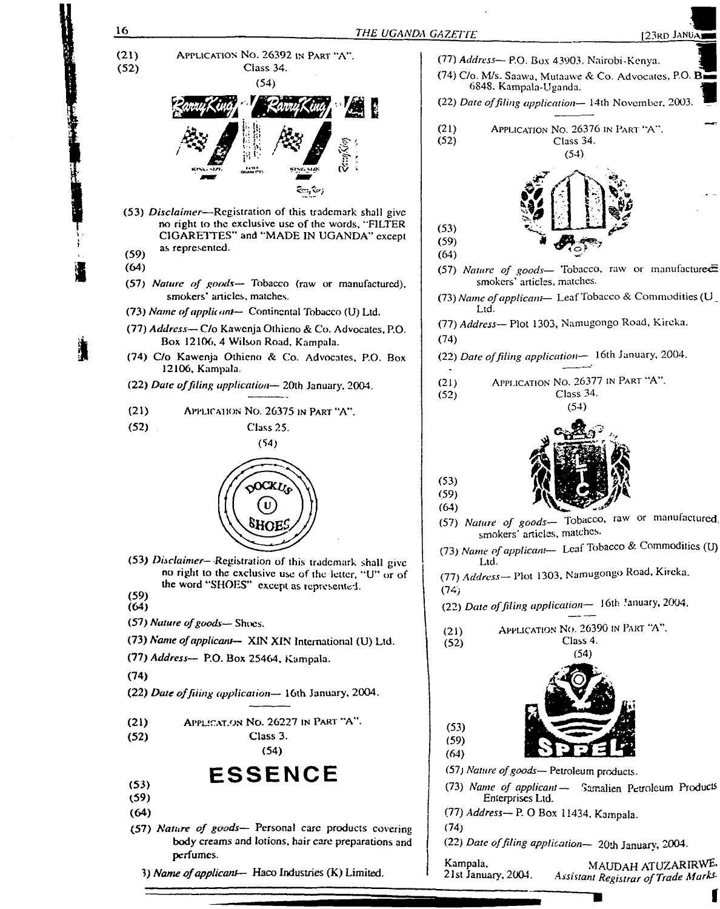(21) APPLICATION No. 26392 IN PART "A".

(52) Class 34.

(54)

(53) *Disclaimer*—Registration of this trademark shall give no right to the exclusive use of the words, "FILTER CIGARETTES" and "MADE IN UGANDA" except as represented.

(59)

(64)

(57) *Nature of goods*— Tobacco (raw or manufactured), smokers' articles, matches.

(73) *Name of applicant*— Continental Tobacco (U) Ltd.

(77) *Address*— C/o Kawenja Othieno & Co. Advocates, P.O. Box 12106, 4 Wilson Road, Kampala.

(74) C/o Kawenja Othieno & Co. Advocates, P.O. Box 12106, Kampala.

(22) *Date of filing application*— 20th January, 2004.

---

(21) APPLICATION No. 26375 IN PART "A".

(52) Class 25.

(54)

(53) *Disclaimer*—Registration of this trademark shall give no right to the exclusive use of the letter, "U" or of the word "SHOES" except as represented.

(59)

(64)

(57) *Nature of goods*— Shoes.

(73) *Name of applicant*— XIN XIN International (U) Ltd.

(77) *Address*— P.O. Box 25464, Kampala.

(74)

(22) *Date of filing application*— 16th January, 2004.

---

(21) APPLICATION No. 26227 IN PART "A".

(52) Class 3.

(54)

**ESSENCE**

(53)

(59)

(64)

(57) *Nature of goods*— Personal care products covering body creams and lotions, hair care preparations and perfumes.

(73) *Name of applicant*— Haco Industries (K) Limited.

(77) *Address*— P.O. Box 43903, Nairobi-Kenya.

(74) C/o. M/s. Saawa, Mutaawe & Co. Advocates, P.O. Box 6848, Kampala-Uganda.

(22) *Date of filing application*— 14th November, 2003.

---

(21) APPLICATION No. 26376 IN PART "A".

(52) Class 34.

(54)

(53)

(59)

(64)

(57) *Nature of goods*— Tobacco, raw or manufactured, smokers' articles, matches.

(73) *Name of applicant*— Leaf Tobacco & Commodities (U) Ltd.

(77) *Address*— Plot 1303, Namugongo Road, Kireka.

(74)

(22) *Date of filing application*— 16th January, 2004.

---

(21) APPLICATION No. 26377 IN PART "A".

(52) Class 34.

(54)

(53)

(59)

(64)

(57) *Nature of goods*— Tobacco, raw or manufactured, smokers' articles, matches.

(73) *Name of applicant*— Leaf Tobacco & Commodities (U) Ltd.

(77) *Address*— Plot 1303, Namugongo Road, Kireka.

(74)

(22) *Date of filing application*— 16th January, 2004.

---

(21) APPLICATION No. 26390 IN PART "A".

(52) Class 4.

(54)

(53)

(59)

(64)

(57) *Nature of goods*— Petroleum products.

(73) *Name of applicant*— Samalien Petroleum Products Enterprises Ltd.

(77) *Address*— P. O Box 11434, Kampala.

(74)

(22) *Date of filing application*— 20th January, 2004.

Kampala,
21st January, 2004.

MAUDAH ATUZARIRWE,
*Assistant Registrar of Trade Marks.*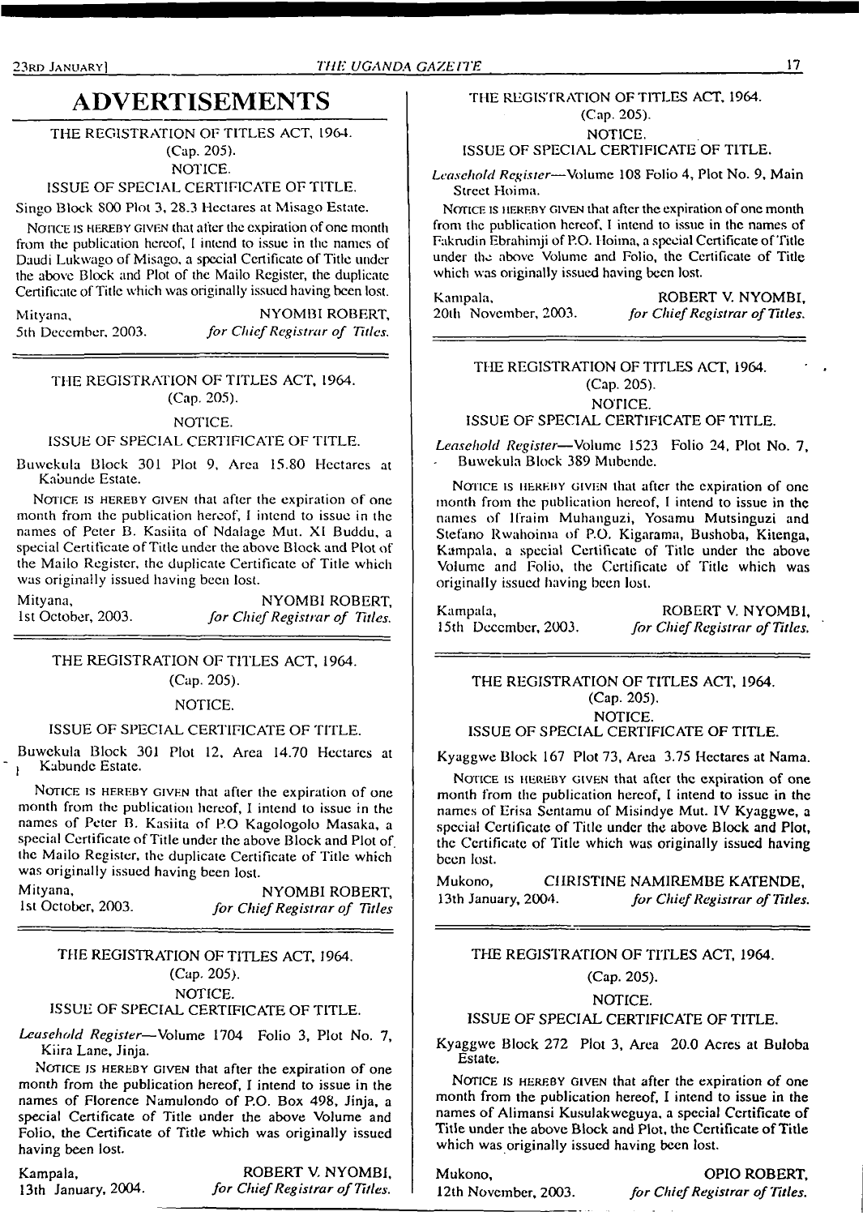# ADVERTISEMENTS

THE REGISTRATION OF TITLES ACT, 1964.
(Cap. 205).
NOTICE.
ISSUE OF SPECIAL CERTIFICATE OF TITLE.

Singo Block 800 Plot 3, 28.3 Hectares at Misago Estate.

NOTICE IS HEREBY GIVEN that after the expiration of one month from the publication hereof, I intend to issue in the names of Daudi Lukwago of Misago, a special Certificate of Title under the above Block and Plot of the Mailo Register, the duplicate Certificate of Title which was originally issued having been lost.

Mityana, 5th December, 2003.
NYOMBI ROBERT,
*for Chief Registrar of Titles.*

---

THE REGISTRATION OF TITLES ACT, 1964.
(Cap. 205).
NOTICE.
ISSUE OF SPECIAL CERTIFICATE OF TITLE.

Buwekula Block 301 Plot 9, Area 15.80 Hectares at Kabunde Estate.

NOTICE IS HEREBY GIVEN that after the expiration of one month from the publication hereof, I intend to issue in the names of Peter B. Kasiita of Ndalage Mut. XI Buddu, a special Certificate of Title under the above Block and Plot of the Mailo Register, the duplicate Certificate of Title which was originally issued having been lost.

Mityana, 1st October, 2003.
NYOMBI ROBERT,
*for Chief Registrar of Titles.*

---

THE REGISTRATION OF TITLES ACT, 1964.
(Cap. 205).
NOTICE.
ISSUE OF SPECIAL CERTIFICATE OF TITLE.

Buwekula Block 301 Plot 12, Area 14.70 Hectares at Kabunde Estate.

NOTICE IS HEREBY GIVEN that after the expiration of one month from the publication hereof, I intend to issue in the names of Peter B. Kasiita of P.O Kagologolo Masaka, a special Certificate of Title under the above Block and Plot of the Mailo Register, the duplicate Certificate of Title which was originally issued having been lost.

Mityana, 1st October, 2003.
NYOMBI ROBERT,
*for Chief Registrar of Titles*

---

THE REGISTRATION OF TITLES ACT, 1964.
(Cap. 205).
NOTICE.
ISSUE OF SPECIAL CERTIFICATE OF TITLE.

*Leasehold Register*—Volume 1704 Folio 3, Plot No. 7, Kiira Lane, Jinja.

NOTICE IS HEREBY GIVEN that after the expiration of one month from the publication hereof, I intend to issue in the names of Florence Namulondo of P.O. Box 498, Jinja, a special Certificate of Title under the above Volume and Folio, the Certificate of Title which was originally issued having been lost.

Kampala, 13th January, 2004.
ROBERT V. NYOMBI,
*for Chief Registrar of Titles.*

---

THE REGISTRATION OF TITLES ACT, 1964.
(Cap. 205).
NOTICE.
ISSUE OF SPECIAL CERTIFICATE OF TITLE.

*Leasehold Register*—Volume 108 Folio 4, Plot No. 9, Main Street Hoima.

NOTICE IS HEREBY GIVEN that after the expiration of one month from the publication hereof, I intend to issue in the names of Fakrudin Ebrahimji of P.O. Hoima, a special Certificate of Title under the above Volume and Folio, the Certificate of Title which was originally issued having been lost.

Kampala, 20th November, 2003.
ROBERT V. NYOMBI,
*for Chief Registrar of Titles.*

---

THE REGISTRATION OF TITLES ACT, 1964.
(Cap. 205).
NOTICE.
ISSUE OF SPECIAL CERTIFICATE OF TITLE.

*Leasehold Register*—Volume 1523 Folio 24, Plot No. 7, Buwekula Block 389 Mubende.

NOTICE IS HEREBY GIVEN that after the expiration of one month from the publication hereof, I intend to issue in the names of Ifraim Muhanguzi, Yosamu Mutsinguzi and Stefano Rwahoima of P.O. Kigarama, Bushoba, Kitenga, Kampala, a special Certificate of Title under the above Volume and Folio, the Certificate of Title which was originally issued having been lost.

Kampala, 15th December, 2003.
ROBERT V. NYOMBI,
*for Chief Registrar of Titles.*

---

THE REGISTRATION OF TITLES ACT, 1964.
(Cap. 205).
NOTICE.
ISSUE OF SPECIAL CERTIFICATE OF TITLE.

Kyaggwe Block 167 Plot 73, Area 3.75 Hectares at Nama.

NOTICE IS HEREBY GIVEN that after the expiration of one month from the publication hereof, I intend to issue in the names of Erisa Sentamu of Misindye Mut. IV Kyaggwe, a special Certificate of Title under the above Block and Plot, the Certificate of Title which was originally issued having been lost.

Mukono, 13th January, 2004.
CHRISTINE NAMIREMBE KATENDE,
*for Chief Registrar of Titles.*

---

THE REGISTRATION OF TITLES ACT, 1964.
(Cap. 205).
NOTICE.
ISSUE OF SPECIAL CERTIFICATE OF TITLE.

Kyaggwe Block 272 Plot 3, Area 20.0 Acres at Buloba Estate.

NOTICE IS HEREBY GIVEN that after the expiration of one month from the publication hereof, I intend to issue in the names of Alimansi Kusulakweguya, a special Certificate of Title under the above Block and Plot, the Certificate of Title which was originally issued having been lost.

Mukono, 12th November, 2003.
OPIO ROBERT,
*for Chief Registrar of Titles.*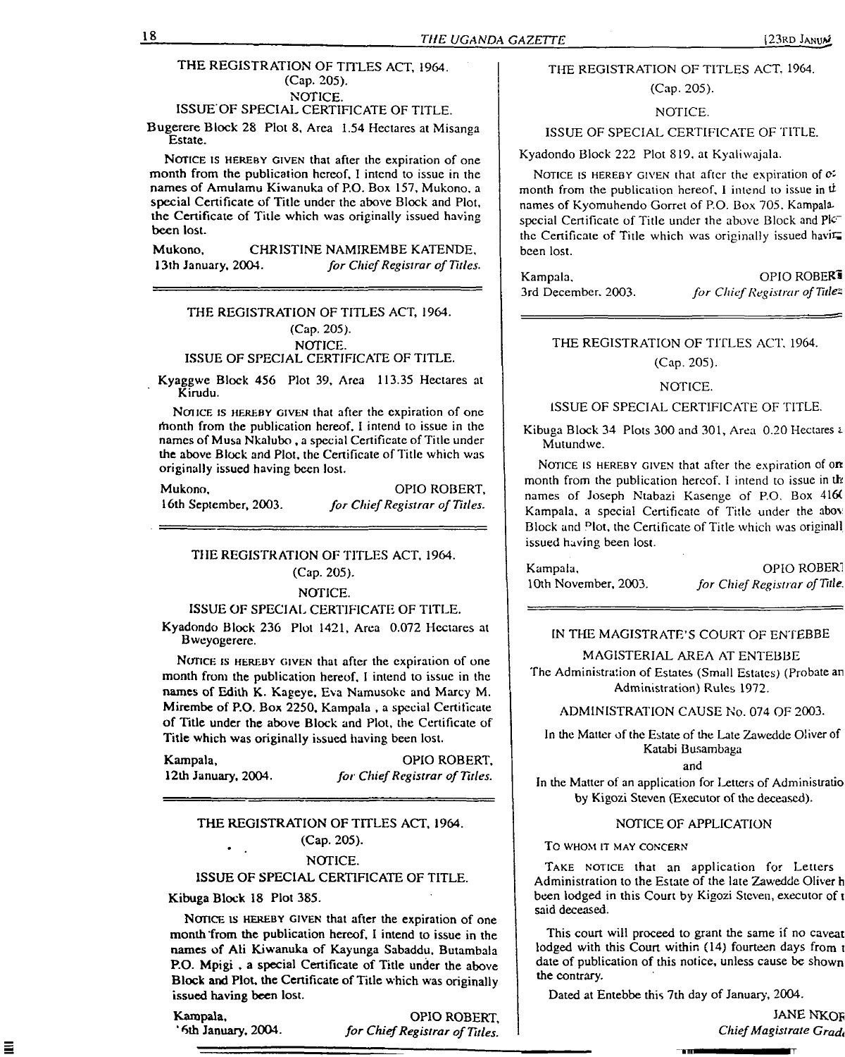THE REGISTRATION OF TITLES ACT, 1964.
(Cap. 205).
NOTICE.
ISSUE OF SPECIAL CERTIFICATE OF TITLE.

Bugerere Block 28 Plot 8, Area 1.54 Hectares at Misanga Estate.

NOTICE IS HEREBY GIVEN that after the expiration of one month from the publication hereof, I intend to issue in the names of Amulamu Kiwanuka of P.O. Box 157, Mukono, a special Certificate of Title under the above Block and Plot, the Certificate of Title which was originally issued having been lost.

Mukono, 13th January, 2004.

CHRISTINE NAMIREMBE KATENDE,
*for Chief Registrar of Titles.*

---

THE REGISTRATION OF TITLES ACT, 1964.
(Cap. 205).
NOTICE.
ISSUE OF SPECIAL CERTIFICATE OF TITLE.

Kyaggwe Block 456 Plot 39, Area 113.35 Hectares at Kirudu.

NOTICE IS HEREBY GIVEN that after the expiration of one month from the publication hereof, I intend to issue in the names of Musa Nkalubo, a special Certificate of Title under the above Block and Plot, the Certificate of Title which was originally issued having been lost.

Mukono, 16th September, 2003.

OPIO ROBERT,
*for Chief Registrar of Titles.*

---

THE REGISTRATION OF TITLES ACT, 1964.
(Cap. 205).
NOTICE.
ISSUE OF SPECIAL CERTIFICATE OF TITLE.

Kyadondo Block 236 Plot 1421, Area 0.072 Hectares at Bweyogerere.

NOTICE IS HEREBY GIVEN that after the expiration of one month from the publication hereof, I intend to issue in the names of Edith K. Kageye, Eva Namusoke and Marcy M. Mirembe of P.O. Box 2250, Kampala, a special Certificate of Title under the above Block and Plot, the Certificate of Title which was originally issued having been lost.

Kampala, 12th January, 2004.

OPIO ROBERT,
*for Chief Registrar of Titles.*

---

THE REGISTRATION OF TITLES ACT, 1964.
(Cap. 205).
NOTICE.
ISSUE OF SPECIAL CERTIFICATE OF TITLE.

Kibuga Block 18 Plot 385.

NOTICE IS HEREBY GIVEN that after the expiration of one month from the publication hereof, I intend to issue in the names of Ali Kiwanuka of Kayunga Sabaddu, Butambala P.O. Mpigi, a special Certificate of Title under the above Block and Plot, the Certificate of Title which was originally issued having been lost.

Kampala, 6th January, 2004.

OPIO ROBERT,
*for Chief Registrar of Titles.*

---

THE REGISTRATION OF TITLES ACT, 1964.
(Cap. 205).
NOTICE.
ISSUE OF SPECIAL CERTIFICATE OF TITLE.

Kyadondo Block 222 Plot 819, at Kyaliwajala.

NOTICE IS HEREBY GIVEN that after the expiration of one month from the publication hereof, I intend to issue in the names of Kyomuhendo Gorret of P.O. Box 705, Kampala, a special Certificate of Title under the above Block and Plot, the Certificate of Title which was originally issued having been lost.

Kampala, 3rd December, 2003.

OPIO ROBERT,
*for Chief Registrar of Titles.*

---

THE REGISTRATION OF TITLES ACT, 1964.
(Cap. 205).
NOTICE.
ISSUE OF SPECIAL CERTIFICATE OF TITLE.

Kibuga Block 34 Plots 300 and 301, Area 0.20 Hectares at Mutundwe.

NOTICE IS HEREBY GIVEN that after the expiration of one month from the publication hereof, I intend to issue in the names of Joseph Ntabazi Kasenge of P.O. Box 416(..) Kampala, a special Certificate of Title under the above Block and Plot, the Certificate of Title which was originally issued having been lost.

Kampala, 10th November, 2003.

OPIO ROBERT,
*for Chief Registrar of Titles.*

---

IN THE MAGISTRATE'S COURT OF ENTEBBE
MAGISTERIAL AREA AT ENTEBBE

The Administration of Estates (Small Estates) (Probate and Administration) Rules 1972.

ADMINISTRATION CAUSE No. 074 OF 2003.

In the Matter of the Estate of the Late Zawedde Oliver of Katabi Busambaga

and

In the Matter of an application for Letters of Administration by Kigozi Steven (Executor of the deceased).

NOTICE OF APPLICATION

TO WHOM IT MAY CONCERN

TAKE NOTICE that an application for Letters of Administration to the Estate of the late Zawedde Oliver has been lodged in this Court by Kigozi Steven, executor of the said deceased.

This court will proceed to grant the same if no caveat is lodged with this Court within (14) fourteen days from the date of publication of this notice, unless cause be shown to the contrary.

Dated at Entebbe this 7th day of January, 2004.

JANE NKOR...
*Chief Magistrate Grade...*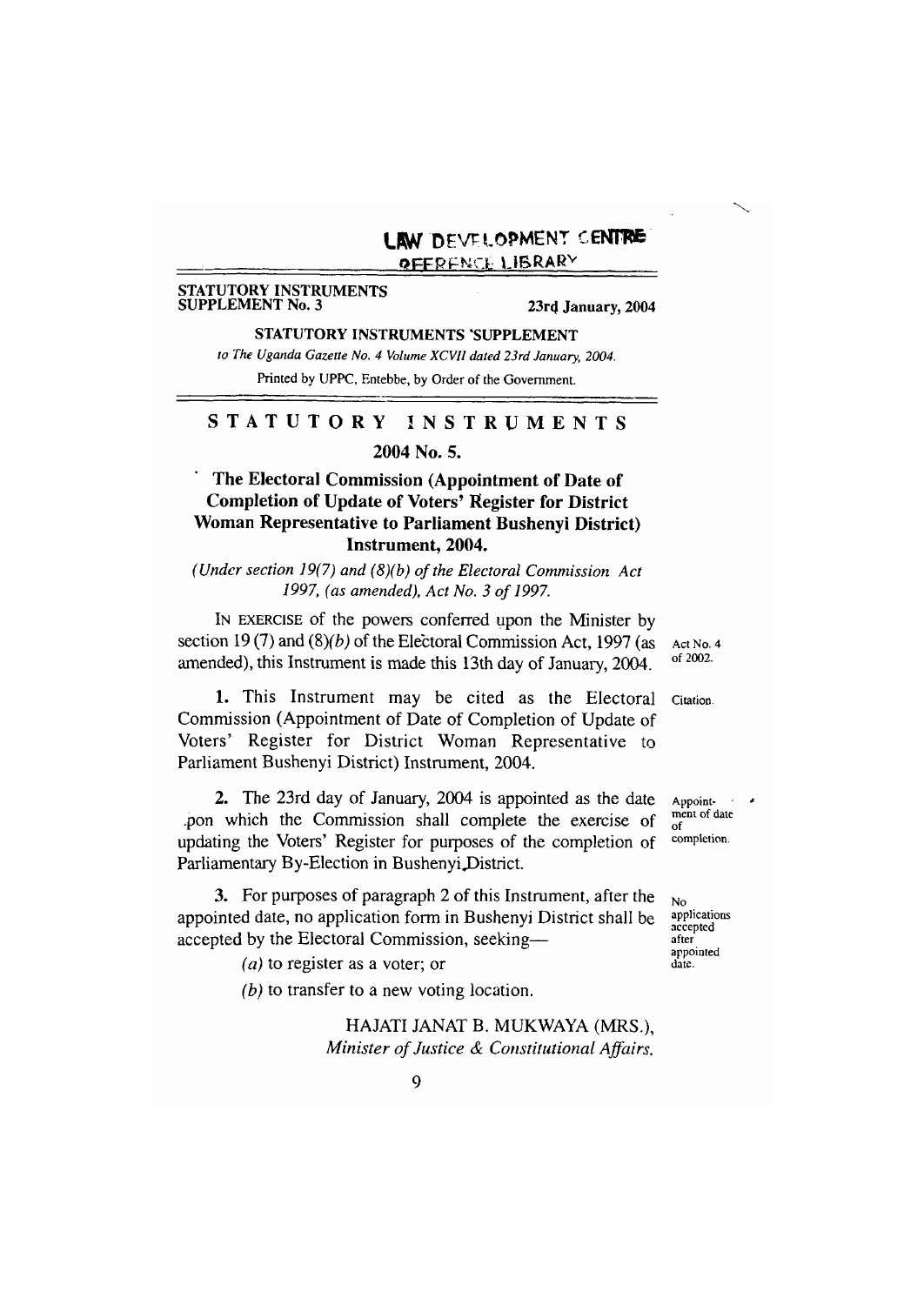LAW DEVELOPMENT CENTRE
REFERENCE LIBRARY

STATUTORY INSTRUMENTS
SUPPLEMENT No. 3 — 23rd January, 2004

STATUTORY INSTRUMENTS SUPPLEMENT

*to The Uganda Gazette No. 4 Volume XCVII dated 23rd January, 2004.*

Printed by UPPC, Entebbe, by Order of the Government.

# STATUTORY INSTRUMENTS

## 2004 No. 5.

## The Electoral Commission (Appointment of Date of Completion of Update of Voters' Register for District Woman Representative to Parliament Bushenyi District) Instrument, 2004.

*(Under section 19(7) and (8)(b) of the Electoral Commission Act 1997, (as amended), Act No. 3 of 1997.*

IN EXERCISE of the powers conferred upon the Minister by section 19 (7) and (8)*(b)* of the Electoral Commission Act, 1997 (as amended), this Instrument is made this 13th day of January, 2004.

Act No. 4 of 2002.

Citation.

1. This Instrument may be cited as the Electoral Commission (Appointment of Date of Completion of Update of Voters' Register for District Woman Representative to Parliament Bushenyi District) Instrument, 2004.

Appointment of date of completion.

2. The 23rd day of January, 2004 is appointed as the date upon which the Commission shall complete the exercise of updating the Voters' Register for purposes of the completion of Parliamentary By-Election in Bushenyi District.

No applications accepted after appointed date.

3. For purposes of paragraph 2 of this Instrument, after the appointed date, no application form in Bushenyi District shall be accepted by the Electoral Commission, seeking—

*(a)* to register as a voter; or

*(b)* to transfer to a new voting location.

HAJATI JANAT B. MUKWAYA (MRS.),
*Minister of Justice & Constitutional Affairs.*